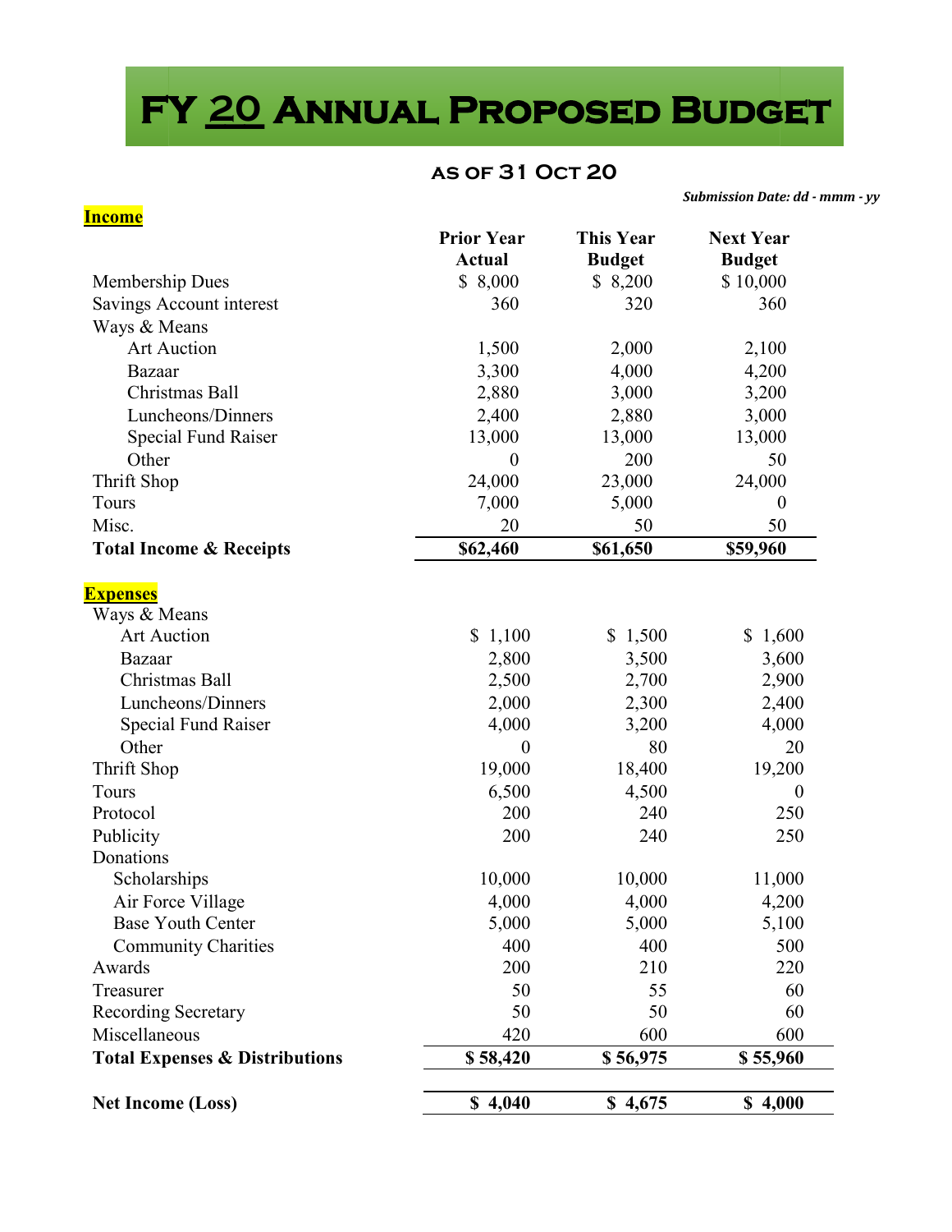# FY 20 Annual Proposed Budget

## as of 31 Oct 20

***Submission Date: dd - mmm - yy***

**Income**

| | Prior Year Actual | This Year Budget | Next Year Budget |
|---|---|---|---|
| Membership Dues | $ 8,000 | $ 8,200 | $ 10,000 |
| Savings Account interest | 360 | 320 | 360 |
| Ways & Means | | | |
| Art Auction | 1,500 | 2,000 | 2,100 |
| Bazaar | 3,300 | 4,000 | 4,200 |
| Christmas Ball | 2,880 | 3,000 | 3,200 |
| Luncheons/Dinners | 2,400 | 2,880 | 3,000 |
| Special Fund Raiser | 13,000 | 13,000 | 13,000 |
| Other | 0 | 200 | 50 |
| Thrift Shop | 24,000 | 23,000 | 24,000 |
| Tours | 7,000 | 5,000 | 0 |
| Misc. | 20 | 50 | 50 |
| **Total Income & Receipts** | **$62,460** | **$61,650** | **$59,960** |

**Expenses**

| | Prior Year Actual | This Year Budget | Next Year Budget |
|---|---|---|---|
| Ways & Means | | | |
| Art Auction | $ 1,100 | $ 1,500 | $ 1,600 |
| Bazaar | 2,800 | 3,500 | 3,600 |
| Christmas Ball | 2,500 | 2,700 | 2,900 |
| Luncheons/Dinners | 2,000 | 2,300 | 2,400 |
| Special Fund Raiser | 4,000 | 3,200 | 4,000 |
| Other | 0 | 80 | 20 |
| Thrift Shop | 19,000 | 18,400 | 19,200 |
| Tours | 6,500 | 4,500 | 0 |
| Protocol | 200 | 240 | 250 |
| Publicity | 200 | 240 | 250 |
| Donations | | | |
| Scholarships | 10,000 | 10,000 | 11,000 |
| Air Force Village | 4,000 | 4,000 | 4,200 |
| Base Youth Center | 5,000 | 5,000 | 5,100 |
| Community Charities | 400 | 400 | 500 |
| Awards | 200 | 210 | 220 |
| Treasurer | 50 | 55 | 60 |
| Recording Secretary | 50 | 50 | 60 |
| Miscellaneous | 420 | 600 | 600 |
| **Total Expenses & Distributions** | **$ 58,420** | **$ 56,975** | **$ 55,960** |
| **Net Income (Loss)** | **$ 4,040** | **$ 4,675** | **$ 4,000** |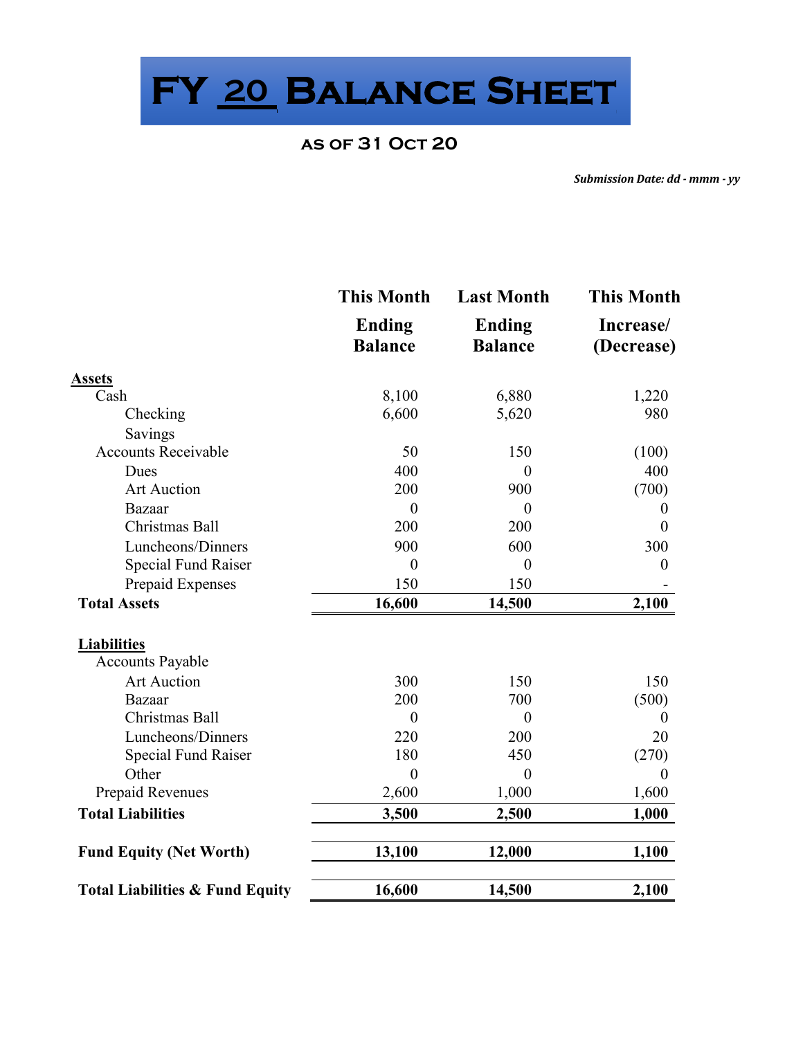# FY 20 Balance Sheet

### as of 31 Oct 20

***Submission Date: dd - mmm - yy***

| | This Month Ending Balance | Last Month Ending Balance | This Month Increase/ (Decrease) |
|---|---|---|---|
| **Assets** | | | |
| Cash | 8,100 | 6,880 | 1,220 |
| Checking | 6,600 | 5,620 | 980 |
| Savings | | | |
| Accounts Receivable | 50 | 150 | (100) |
| Dues | 400 | 0 | 400 |
| Art Auction | 200 | 900 | (700) |
| Bazaar | 0 | 0 | 0 |
| Christmas Ball | 200 | 200 | 0 |
| Luncheons/Dinners | 900 | 600 | 300 |
| Special Fund Raiser | 0 | 0 | 0 |
| Prepaid Expenses | 150 | 150 | - |
| **Total Assets** | **16,600** | **14,500** | **2,100** |
| **Liabilities** | | | |
| Accounts Payable | | | |
| Art Auction | 300 | 150 | 150 |
| Bazaar | 200 | 700 | (500) |
| Christmas Ball | 0 | 0 | 0 |
| Luncheons/Dinners | 220 | 200 | 20 |
| Special Fund Raiser | 180 | 450 | (270) |
| Other | 0 | 0 | 0 |
| Prepaid Revenues | 2,600 | 1,000 | 1,600 |
| **Total Liabilities** | **3,500** | **2,500** | **1,000** |
| **Fund Equity (Net Worth)** | **13,100** | **12,000** | **1,100** |
| **Total Liabilities & Fund Equity** | **16,600** | **14,500** | **2,100** |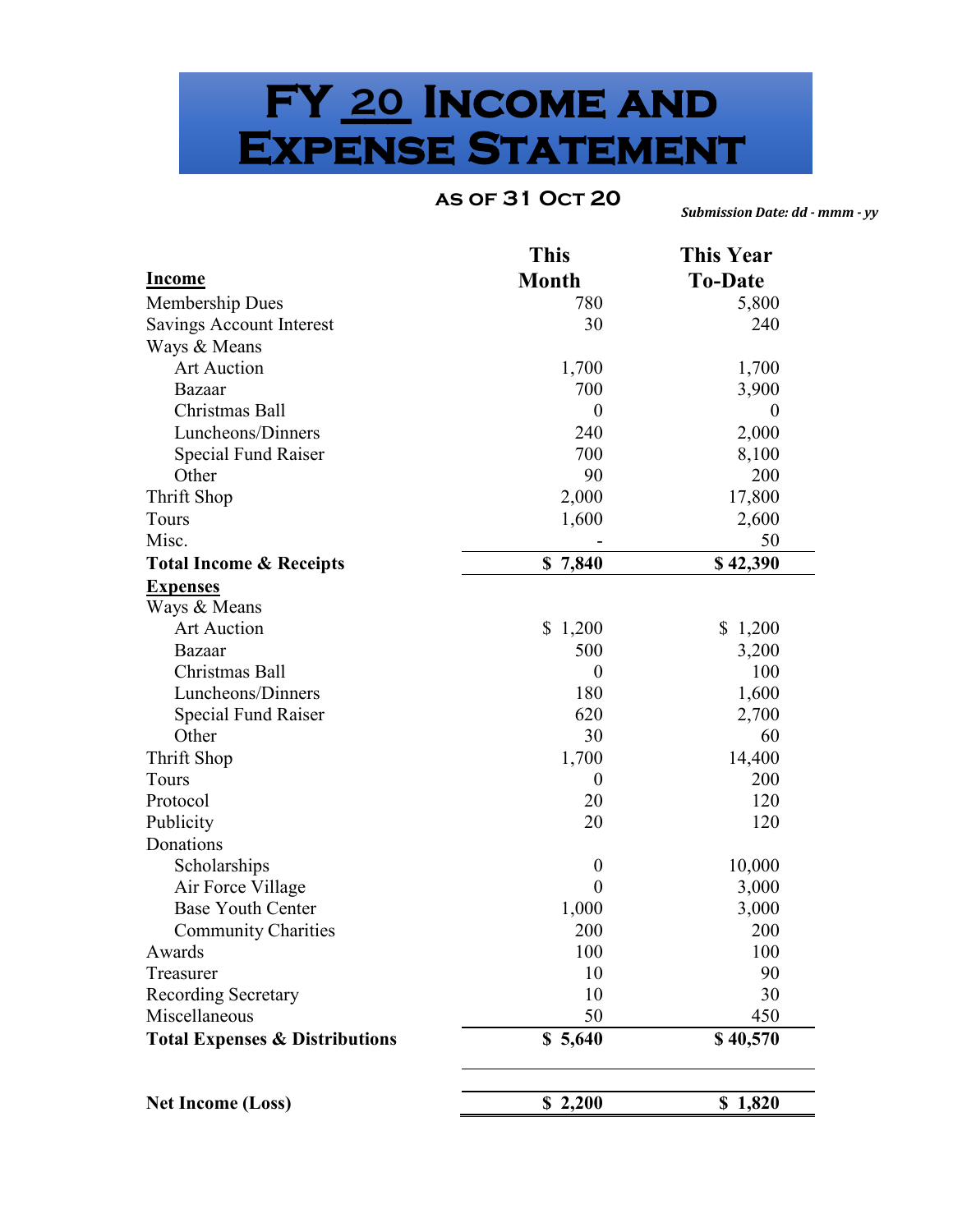# FY 20 Income and Expense Statement

**as of 31 Oct 20**

***Submission Date: dd - mmm - yy***

| | This Month | This Year To-Date |
|---|---|---|
| **Income** | | |
| Membership Dues | 780 | 5,800 |
| Savings Account Interest | 30 | 240 |
| Ways & Means | | |
| Art Auction | 1,700 | 1,700 |
| Bazaar | 700 | 3,900 |
| Christmas Ball | 0 | 0 |
| Luncheons/Dinners | 240 | 2,000 |
| Special Fund Raiser | 700 | 8,100 |
| Other | 90 | 200 |
| Thrift Shop | 2,000 | 17,800 |
| Tours | 1,600 | 2,600 |
| Misc. | - | 50 |
| **Total Income & Receipts** | **$ 7,840** | **$ 42,390** |
| **Expenses** | | |
| Ways & Means | | |
| Art Auction | $ 1,200 | $ 1,200 |
| Bazaar | 500 | 3,200 |
| Christmas Ball | 0 | 100 |
| Luncheons/Dinners | 180 | 1,600 |
| Special Fund Raiser | 620 | 2,700 |
| Other | 30 | 60 |
| Thrift Shop | 1,700 | 14,400 |
| Tours | 0 | 200 |
| Protocol | 20 | 120 |
| Publicity | 20 | 120 |
| Donations | | |
| Scholarships | 0 | 10,000 |
| Air Force Village | 0 | 3,000 |
| Base Youth Center | 1,000 | 3,000 |
| Community Charities | 200 | 200 |
| Awards | 100 | 100 |
| Treasurer | 10 | 90 |
| Recording Secretary | 10 | 30 |
| Miscellaneous | 50 | 450 |
| **Total Expenses & Distributions** | **$ 5,640** | **$ 40,570** |
| **Net Income (Loss)** | **$ 2,200** | **$ 1,820** |